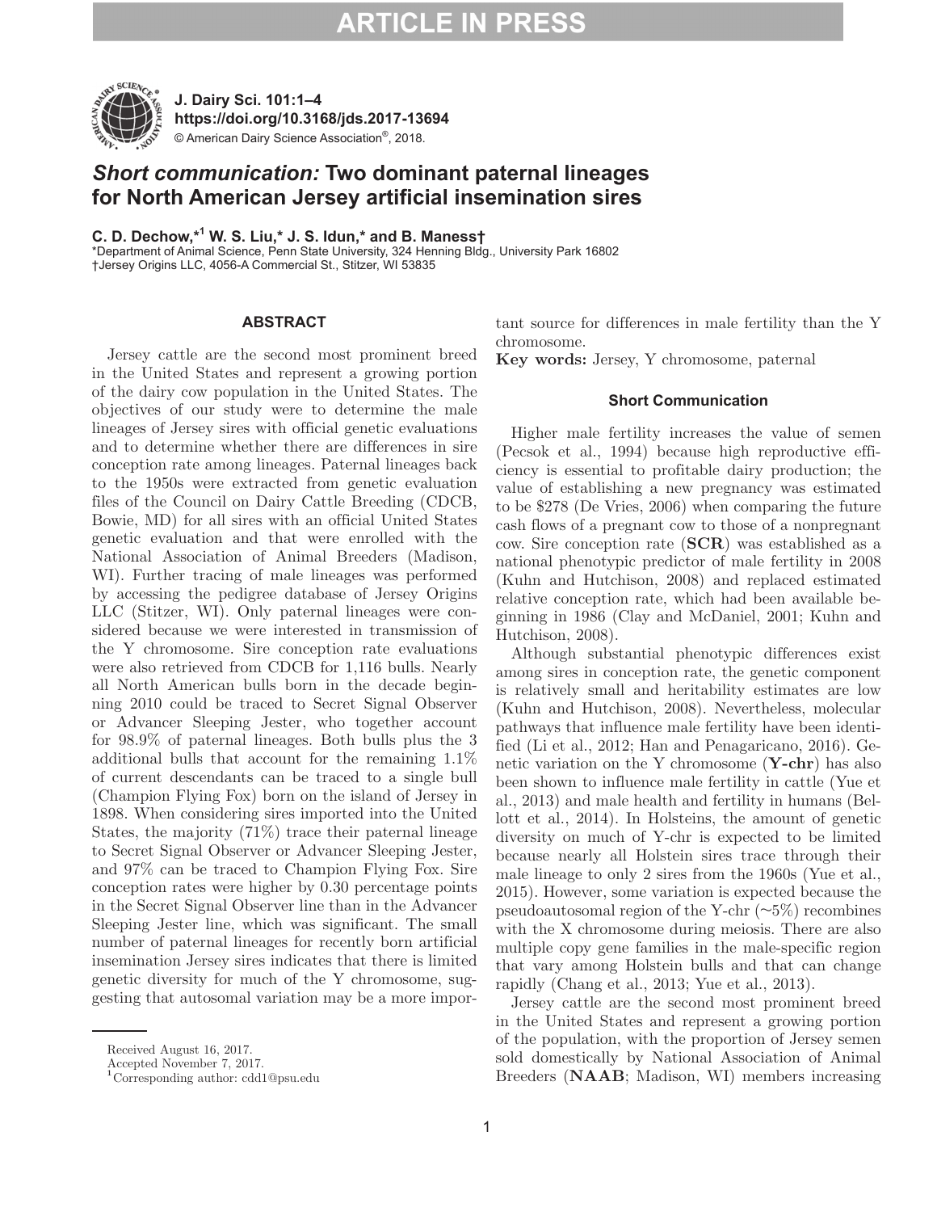# *Short communication:* Two dominant paternal lineages for North American Jersey artificial insemination sires

**C. D. Dechow,*[1] W. S. Liu,* J. S. Idun,* and B. Maness†**

*Department of Animal Science, Penn State University, 324 Henning Bldg., University Park 16802
†Jersey Origins LLC, 4056-A Commercial St., Stitzer, WI 53835

## ABSTRACT

Jersey cattle are the second most prominent breed in the United States and represent a growing portion of the dairy cow population in the United States. The objectives of our study were to determine the male lineages of Jersey sires with official genetic evaluations and to determine whether there are differences in sire conception rate among lineages. Paternal lineages back to the 1950s were extracted from genetic evaluation files of the Council on Dairy Cattle Breeding (CDCB, Bowie, MD) for all sires with an official United States genetic evaluation and that were enrolled with the National Association of Animal Breeders (Madison, WI). Further tracing of male lineages was performed by accessing the pedigree database of Jersey Origins LLC (Stitzer, WI). Only paternal lineages were considered because we were interested in transmission of the Y chromosome. Sire conception rate evaluations were also retrieved from CDCB for 1,116 bulls. Nearly all North American bulls born in the decade beginning 2010 could be traced to Secret Signal Observer or Advancer Sleeping Jester, who together account for 98.9% of paternal lineages. Both bulls plus the 3 additional bulls that account for the remaining 1.1% of current descendants can be traced to a single bull (Champion Flying Fox) born on the island of Jersey in 1898. When considering sires imported into the United States, the majority (71%) trace their paternal lineage to Secret Signal Observer or Advancer Sleeping Jester, and 97% can be traced to Champion Flying Fox. Sire conception rates were higher by 0.30 percentage points in the Secret Signal Observer line than in the Advancer Sleeping Jester line, which was significant. The small number of paternal lineages for recently born artificial insemination Jersey sires indicates that there is limited genetic diversity for much of the Y chromosome, suggesting that autosomal variation may be a more important source for differences in male fertility than the Y chromosome.

**Key words:** Jersey, Y chromosome, paternal

## Short Communication

Higher male fertility increases the value of semen (Pecsok et al., 1994) because high reproductive efficiency is essential to profitable dairy production; the value of establishing a new pregnancy was estimated to be $278 (De Vries, 2006) when comparing the future cash flows of a pregnant cow to those of a nonpregnant cow. Sire conception rate (**SCR**) was established as a national phenotypic predictor of male fertility in 2008 (Kuhn and Hutchison, 2008) and replaced estimated relative conception rate, which had been available beginning in 1986 (Clay and McDaniel, 2001; Kuhn and Hutchison, 2008).

Although substantial phenotypic differences exist among sires in conception rate, the genetic component is relatively small and heritability estimates are low (Kuhn and Hutchison, 2008). Nevertheless, molecular pathways that influence male fertility have been identified (Li et al., 2012; Han and Penagaricano, 2016). Genetic variation on the Y chromosome (**Y-chr**) has also been shown to influence male fertility in cattle (Yue et al., 2013) and male health and fertility in humans (Bellott et al., 2014). In Holsteins, the amount of genetic diversity on much of Y-chr is expected to be limited because nearly all Holstein sires trace through their male lineage to only 2 sires from the 1960s (Yue et al., 2015). However, some variation is expected because the pseudoautosomal region of the Y-chr (~5%) recombines with the X chromosome during meiosis. There are also multiple copy gene families in the male-specific region that vary among Holstein bulls and that can change rapidly (Chang et al., 2013; Yue et al., 2013).

Jersey cattle are the second most prominent breed in the United States and represent a growing portion of the population, with the proportion of Jersey semen sold domestically by National Association of Animal Breeders (**NAAB**; Madison, WI) members increasing

---

Received August 16, 2017.
Accepted November 7, 2017.
[1]Corresponding author: cdd1@psu.edu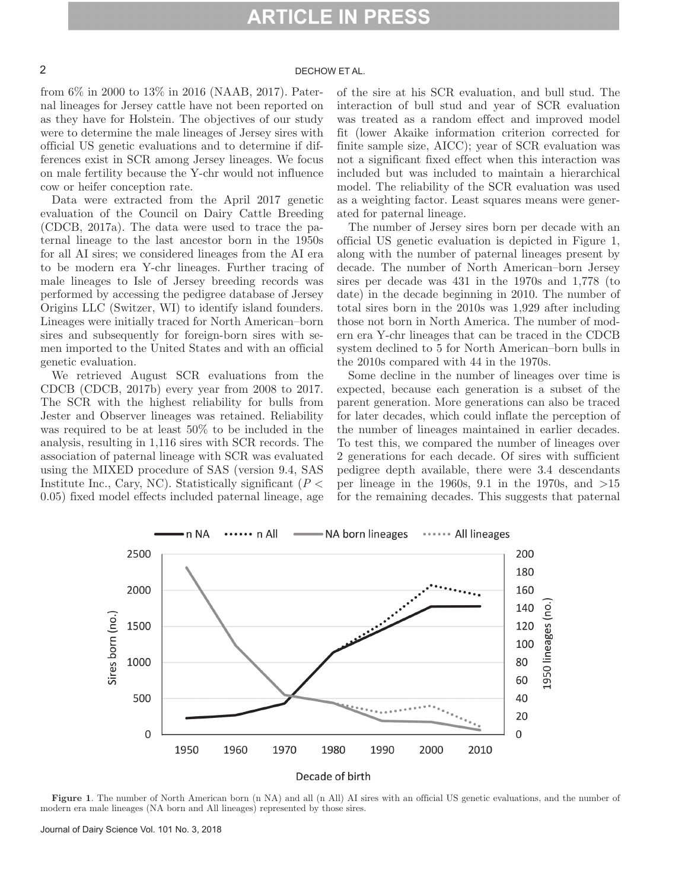from 6% in 2000 to 13% in 2016 (NAAB, 2017). Paternal lineages for Jersey cattle have not been reported on as they have for Holstein. The objectives of our study were to determine the male lineages of Jersey sires with official US genetic evaluations and to determine if differences exist in SCR among Jersey lineages. We focus on male fertility because the Y-chr would not influence cow or heifer conception rate.

Data were extracted from the April 2017 genetic evaluation of the Council on Dairy Cattle Breeding (CDCB, 2017a). The data were used to trace the paternal lineage to the last ancestor born in the 1950s for all AI sires; we considered lineages from the AI era to be modern era Y-chr lineages. Further tracing of male lineages to Isle of Jersey breeding records was performed by accessing the pedigree database of Jersey Origins LLC (Switzer, WI) to identify island founders. Lineages were initially traced for North American–born sires and subsequently for foreign-born sires with semen imported to the United States and with an official genetic evaluation.

We retrieved August SCR evaluations from the CDCB (CDCB, 2017b) every year from 2008 to 2017. The SCR with the highest reliability for bulls from Jester and Observer lineages was retained. Reliability was required to be at least 50% to be included in the analysis, resulting in 1,116 sires with SCR records. The association of paternal lineage with SCR was evaluated using the MIXED procedure of SAS (version 9.4, SAS Institute Inc., Cary, NC). Statistically significant ($P < 0.05$) fixed model effects included paternal lineage, age of the sire at his SCR evaluation, and bull stud. The interaction of bull stud and year of SCR evaluation was treated as a random effect and improved model fit (lower Akaike information criterion corrected for finite sample size, AICC); year of SCR evaluation was not a significant fixed effect when this interaction was included but was included to maintain a hierarchical model. The reliability of the SCR evaluation was used as a weighting factor. Least squares means were generated for paternal lineage.

The number of Jersey sires born per decade with an official US genetic evaluation is depicted in Figure 1, along with the number of paternal lineages present by decade. The number of North American–born Jersey sires per decade was 431 in the 1970s and 1,778 (to date) in the decade beginning in 2010. The number of total sires born in the 2010s was 1,929 after including those not born in North America. The number of modern era Y-chr lineages that can be traced in the CDCB system declined to 5 for North American–born bulls in the 2010s compared with 44 in the 1970s.

Some decline in the number of lineages over time is expected, because each generation is a subset of the parent generation. More generations can also be traced for later decades, which could inflate the perception of the number of lineages maintained in earlier decades. To test this, we compared the number of lineages over 2 generations for each decade. Of sires with sufficient pedigree depth available, there were 3.4 descendants per lineage in the 1960s, 9.1 in the 1970s, and >15 for the remaining decades. This suggests that paternal

**Figure 1**. The number of North American born (n NA) and all (n All) AI sires with an official US genetic evaluations, and the number of modern era male lineages (NA born and All lineages) represented by those sires.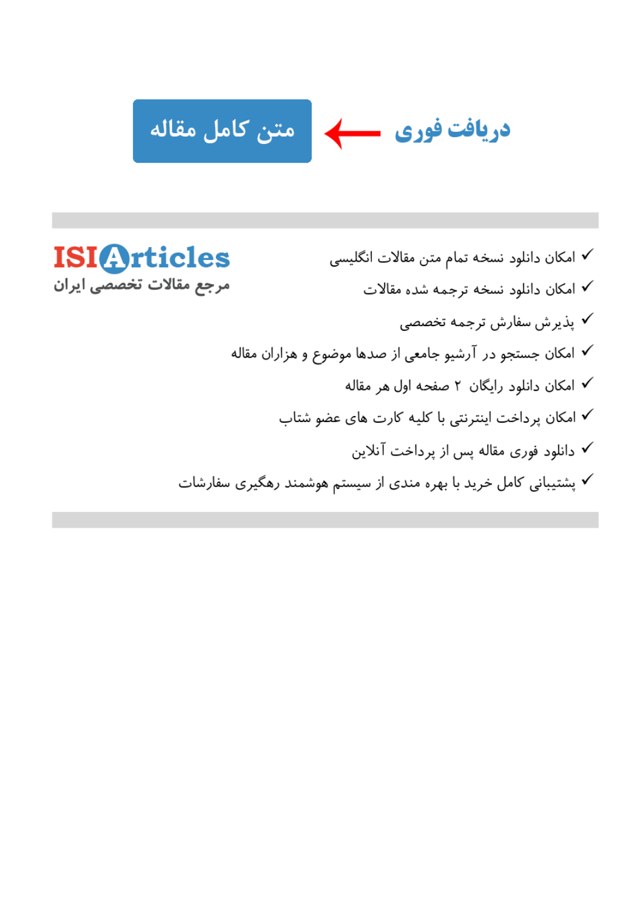دریافت فوری ← **متن کامل مقاله**

**ISIArticles**
مرجع مقالات تخصصی ایران

- ✓ امکان دانلود نسخه تمام متن مقالات انگلیسی
- ✓ امکان دانلود نسخه ترجمه شده مقالات
- ✓ پذیرش سفارش ترجمه تخصصی
- ✓ امکان جستجو در آرشیو جامعی از صدها موضوع و هزاران مقاله
- ✓ امکان دانلود رایگان ۲ صفحه اول هر مقاله
- ✓ امکان پرداخت اینترنتی با کلیه کارت های عضو شتاب
- ✓ دانلود فوری مقاله پس از پرداخت آنلاین
- ✓ پشتیبانی کامل خرید با بهره مندی از سیستم هوشمند رهگیری سفارشات